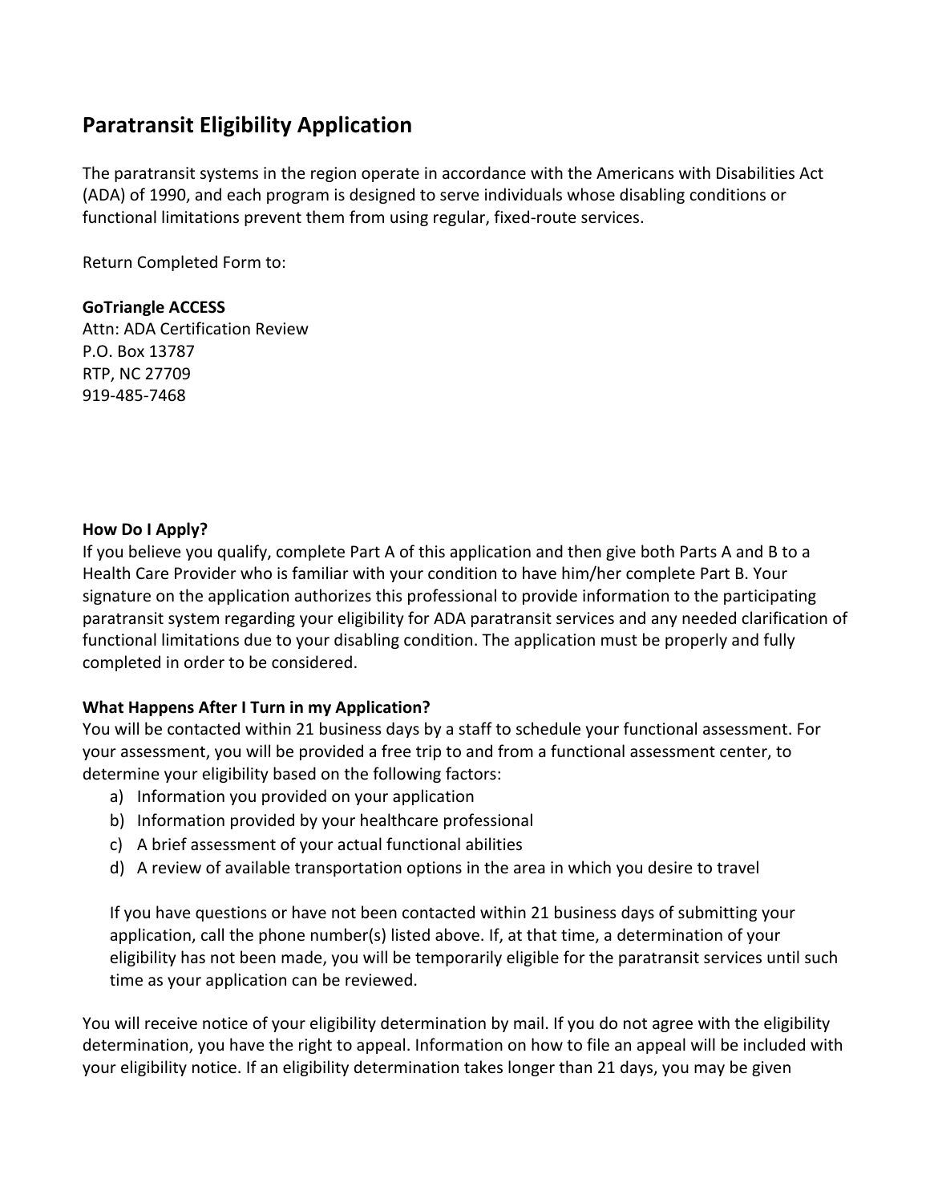## Paratransit Eligibility Application

The paratransit systems in the region operate in accordance with the Americans with Disabilities Act (ADA) of 1990, and each program is designed to serve individuals whose disabling conditions or functional limitations prevent them from using regular, fixed-route services.

Return Completed Form to:

**GoTriangle ACCESS**
Attn: ADA Certification Review
P.O. Box 13787
RTP, NC 27709
919-485-7468

**How Do I Apply?**
If you believe you qualify, complete Part A of this application and then give both Parts A and B to a Health Care Provider who is familiar with your condition to have him/her complete Part B. Your signature on the application authorizes this professional to provide information to the participating paratransit system regarding your eligibility for ADA paratransit services and any needed clarification of functional limitations due to your disabling condition. The application must be properly and fully completed in order to be considered.

**What Happens After I Turn in my Application?**
You will be contacted within 21 business days by a staff to schedule your functional assessment. For your assessment, you will be provided a free trip to and from a functional assessment center, to determine your eligibility based on the following factors:

a) Information you provided on your application
b) Information provided by your healthcare professional
c) A brief assessment of your actual functional abilities
d) A review of available transportation options in the area in which you desire to travel

If you have questions or have not been contacted within 21 business days of submitting your application, call the phone number(s) listed above. If, at that time, a determination of your eligibility has not been made, you will be temporarily eligible for the paratransit services until such time as your application can be reviewed.

You will receive notice of your eligibility determination by mail. If you do not agree with the eligibility determination, you have the right to appeal. Information on how to file an appeal will be included with your eligibility notice. If an eligibility determination takes longer than 21 days, you may be given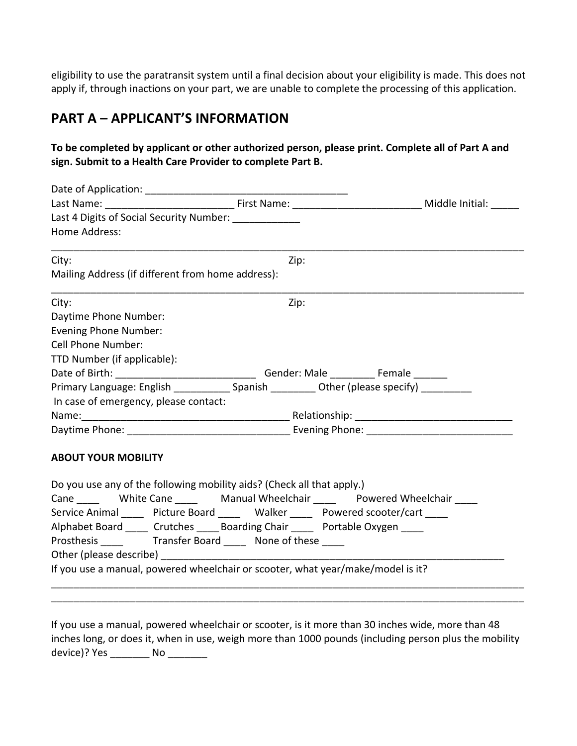eligibility to use the paratransit system until a final decision about your eligibility is made. This does not apply if, through inactions on your part, we are unable to complete the processing of this application.

## PART A – APPLICANT'S INFORMATION

**To be completed by applicant or other authorized person, please print. Complete all of Part A and sign. Submit to a Health Care Provider to complete Part B.**

Date of Application: ____________________________________

Last Name: _______________________ First Name: _______________________ Middle Initial: _____

Last 4 Digits of Social Security Number: ____________

Home Address:

_______________________________________________________________________________________

City: Zip:

Mailing Address (if different from home address):

_______________________________________________________________________________________

City: Zip:

Daytime Phone Number:

Evening Phone Number:

Cell Phone Number:

TTD Number (if applicable):

Date of Birth: _________________________ Gender: Male ________ Female ______

Primary Language: English __________ Spanish ________ Other (please specify) _________

In case of emergency, please contact:

Name:____________________________________ Relationship: ____________________________

Daytime Phone: _____________________________ Evening Phone: __________________________

### ABOUT YOUR MOBILITY

Do you use any of the following mobility aids? (Check all that apply.)

Cane ____ White Cane ____ Manual Wheelchair ____ Powered Wheelchair ____

Service Animal ____ Picture Board ____ Walker ____ Powered scooter/cart ____

Alphabet Board ____ Crutches ____ Boarding Chair ____ Portable Oxygen ____

Prosthesis ____ Transfer Board ____ None of these ____

Other (please describe) _________________________________________________________________

If you use a manual, powered wheelchair or scooter, what year/make/model is it?

_______________________________________________________________________________________

_______________________________________________________________________________________

If you use a manual, powered wheelchair or scooter, is it more than 30 inches wide, more than 48 inches long, or does it, when in use, weigh more than 1000 pounds (including person plus the mobility device)? Yes _______ No _______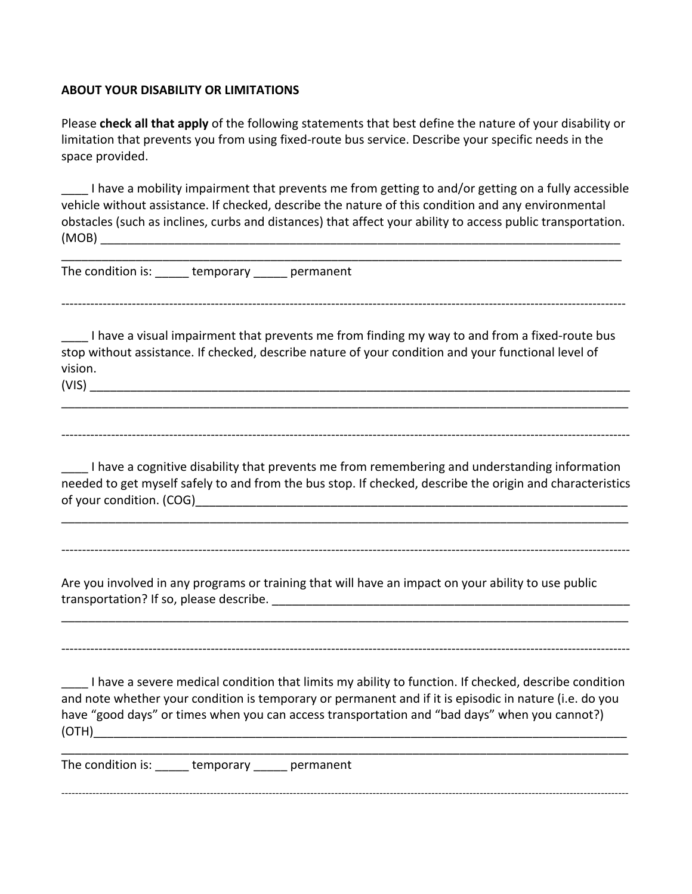**ABOUT YOUR DISABILITY OR LIMITATIONS**

Please **check all that apply** of the following statements that best define the nature of your disability or limitation that prevents you from using fixed-route bus service. Describe your specific needs in the space provided.

____ I have a mobility impairment that prevents me from getting to and/or getting on a fully accessible vehicle without assistance. If checked, describe the nature of this condition and any environmental obstacles (such as inclines, curbs and distances) that affect your ability to access public transportation. (MOB) ________________________________________________________________________________

________________________________________________________________________________________

The condition is: _____ temporary _____ permanent

---

____ I have a visual impairment that prevents me from finding my way to and from a fixed-route bus stop without assistance. If checked, describe nature of your condition and your functional level of vision.
(VIS) _________________________________________________________________________________

________________________________________________________________________________________

---

____ I have a cognitive disability that prevents me from remembering and understanding information needed to get myself safely to and from the bus stop. If checked, describe the origin and characteristics of your condition. (COG)____________________________________________________________________

________________________________________________________________________________________

---

Are you involved in any programs or training that will have an impact on your ability to use public transportation? If so, please describe. ______________________________________________________

________________________________________________________________________________________

---

____ I have a severe medical condition that limits my ability to function. If checked, describe condition and note whether your condition is temporary or permanent and if it is episodic in nature (i.e. do you have "good days" or times when you can access transportation and "bad days" when you cannot?) (OTH)__________________________________________________________________________________

________________________________________________________________________________________

The condition is: _____ temporary _____ permanent

---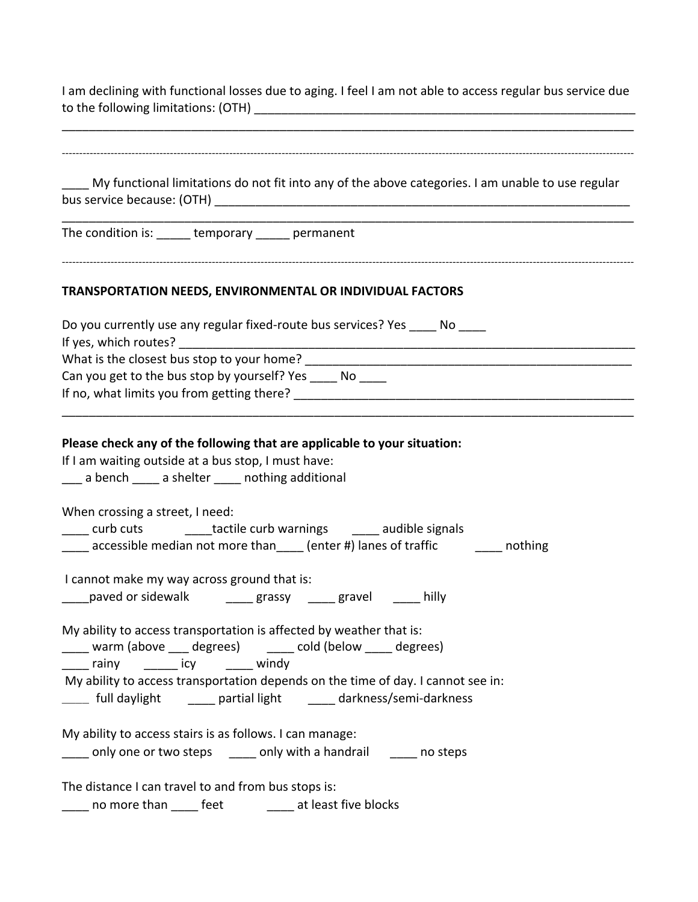I am declining with functional losses due to aging. I feel I am not able to access regular bus service due to the following limitations: (OTH) ____________________________________________________________
______________________________________________________________________________________

---

____ My functional limitations do not fit into any of the above categories. I am unable to use regular bus service because: (OTH) _______________________________________________________________
______________________________________________________________________________________

The condition is: _____ temporary _____ permanent

---

**TRANSPORTATION NEEDS, ENVIRONMENTAL OR INDIVIDUAL FACTORS**

Do you currently use any regular fixed-route bus services? Yes ____ No ____
If yes, which routes? _________________________________________________________________________
What is the closest bus stop to your home? __________________________________________________
Can you get to the bus stop by yourself? Yes ____ No ____
If no, what limits you from getting there? ____________________________________________________
______________________________________________________________________________________

**Please check any of the following that are applicable to your situation:**

If I am waiting outside at a bus stop, I must have:
___ a bench ____ a shelter ____ nothing additional

When crossing a street, I need:
____ curb cuts ____tactile curb warnings ____ audible signals
____ accessible median not more than____ (enter #) lanes of traffic ____ nothing

I cannot make my way across ground that is:
____paved or sidewalk ____ grassy ____ gravel ____ hilly

My ability to access transportation is affected by weather that is:
____ warm (above ___ degrees) ____ cold (below ____ degrees)
____ rainy _____ icy ____ windy

My ability to access transportation depends on the time of day. I cannot see in:
____ full daylight ____ partial light ____ darkness/semi-darkness

My ability to access stairs is as follows. I can manage:
____ only one or two steps ____ only with a handrail ____ no steps

The distance I can travel to and from bus stops is:
____ no more than ____ feet ____ at least five blocks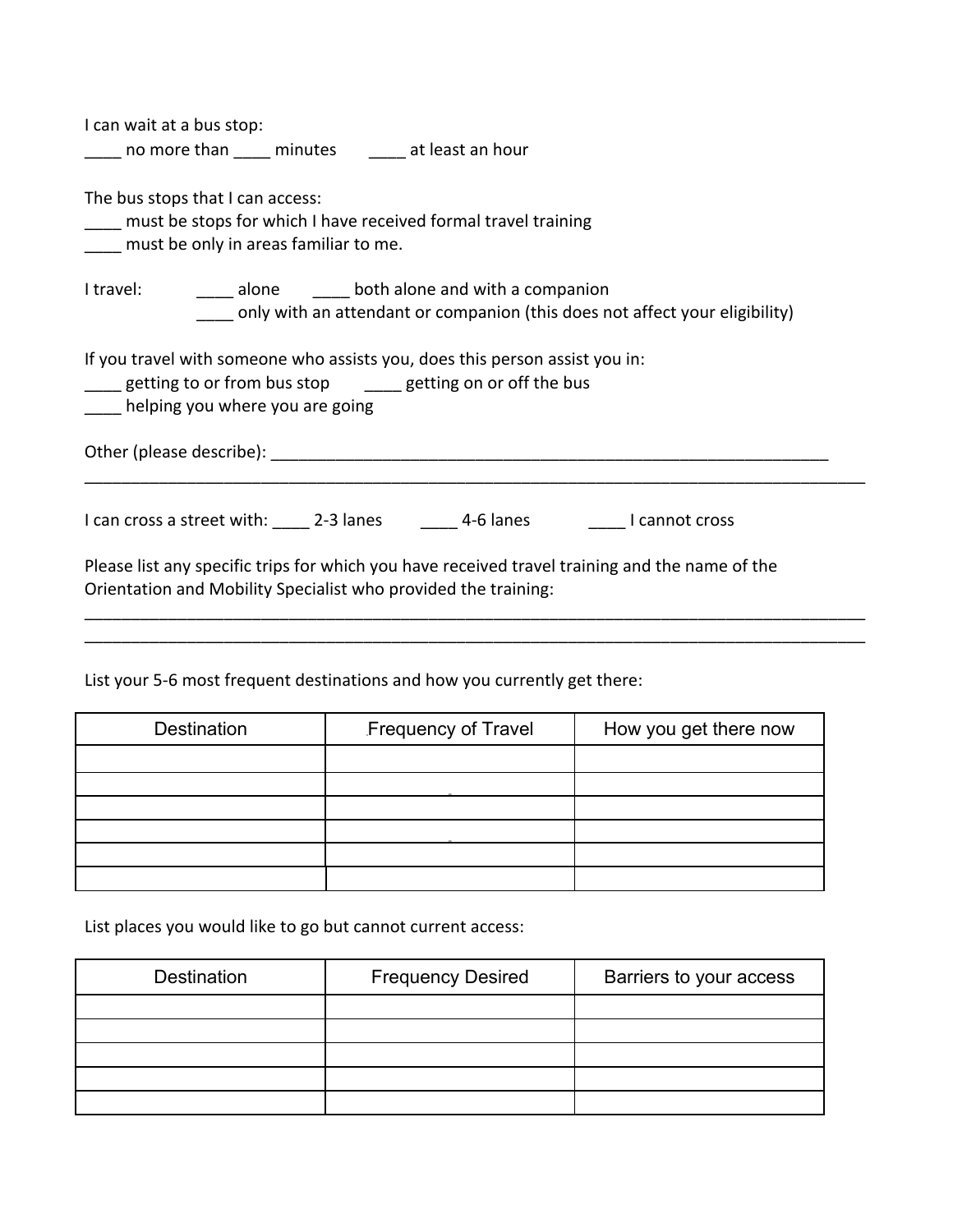I can wait at a bus stop:
____ no more than ____ minutes ____ at least an hour

The bus stops that I can access:
____ must be stops for which I have received formal travel training
____ must be only in areas familiar to me.

I travel: ____ alone ____ both alone and with a companion
____ only with an attendant or companion (this does not affect your eligibility)

If you travel with someone who assists you, does this person assist you in:
____ getting to or from bus stop ____ getting on or off the bus
____ helping you where you are going

Other (please describe): ________________________________________________________________
____________________________________________________________________________________

I can cross a street with: ____ 2-3 lanes ____ 4-6 lanes ____ I cannot cross

Please list any specific trips for which you have received travel training and the name of the Orientation and Mobility Specialist who provided the training:
____________________________________________________________________________________
____________________________________________________________________________________

List your 5-6 most frequent destinations and how you currently get there:

| Destination | Frequency of Travel | How you get there now |
|---|---|---|
| | | |
| | | |
| | | |
| | | |
| | | |
| | | |

List places you would like to go but cannot current access:

| Destination | Frequency Desired | Barriers to your access |
|---|---|---|
| | | |
| | | |
| | | |
| | | |
| | | |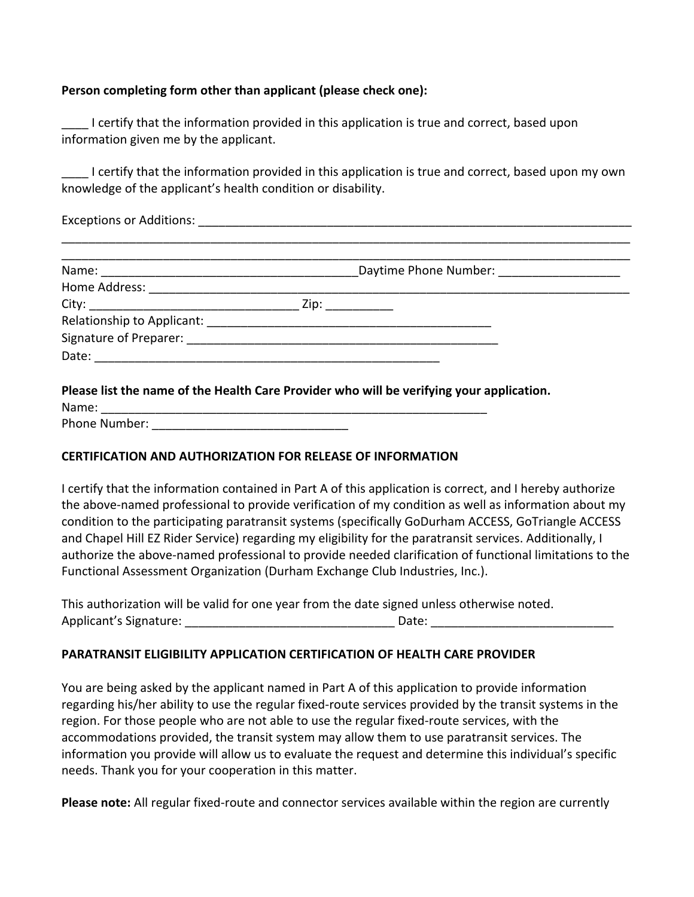**Person completing form other than applicant (please check one):**

____ I certify that the information provided in this application is true and correct, based upon information given me by the applicant.

____ I certify that the information provided in this application is true and correct, based upon my own knowledge of the applicant's health condition or disability.

Exceptions or Additions: ___________________________________________________________________
_____________________________________________________________________________________
_____________________________________________________________________________________

Name: ______________________________________Daytime Phone Number: __________________
Home Address: _______________________________________________________________________
City: ______________________________ Zip: __________
Relationship to Applicant: ____________________________________________
Signature of Preparer: _________________________________________________
Date: ______________________________________________________

**Please list the name of the Health Care Provider who will be verifying your application.**
Name: ___________________________________________________________
Phone Number: _____________________________

**CERTIFICATION AND AUTHORIZATION FOR RELEASE OF INFORMATION**

I certify that the information contained in Part A of this application is correct, and I hereby authorize the above-named professional to provide verification of my condition as well as information about my condition to the participating paratransit systems (specifically GoDurham ACCESS, GoTriangle ACCESS and Chapel Hill EZ Rider Service) regarding my eligibility for the paratransit services. Additionally, I authorize the above-named professional to provide needed clarification of functional limitations to the Functional Assessment Organization (Durham Exchange Club Industries, Inc.).

This authorization will be valid for one year from the date signed unless otherwise noted.
Applicant's Signature: ______________________________ Date: ___________________________

**PARATRANSIT ELIGIBILITY APPLICATION CERTIFICATION OF HEALTH CARE PROVIDER**

You are being asked by the applicant named in Part A of this application to provide information regarding his/her ability to use the regular fixed-route services provided by the transit systems in the region. For those people who are not able to use the regular fixed-route services, with the accommodations provided, the transit system may allow them to use paratransit services. The information you provide will allow us to evaluate the request and determine this individual's specific needs. Thank you for your cooperation in this matter.

**Please note:** All regular fixed-route and connector services available within the region are currently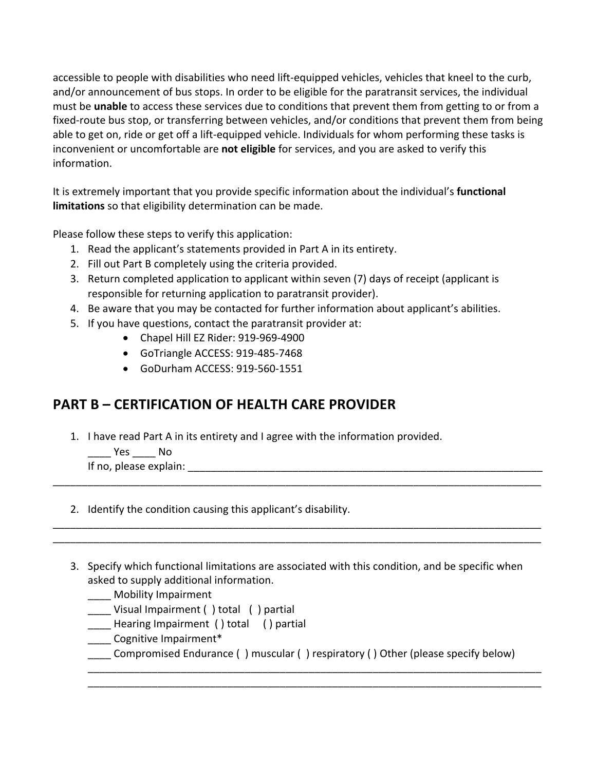accessible to people with disabilities who need lift-equipped vehicles, vehicles that kneel to the curb, and/or announcement of bus stops. In order to be eligible for the paratransit services, the individual must be **unable** to access these services due to conditions that prevent them from getting to or from a fixed-route bus stop, or transferring between vehicles, and/or conditions that prevent them from being able to get on, ride or get off a lift-equipped vehicle. Individuals for whom performing these tasks is inconvenient or uncomfortable are **not eligible** for services, and you are asked to verify this information.

It is extremely important that you provide specific information about the individual's **functional limitations** so that eligibility determination can be made.

Please follow these steps to verify this application:

1. Read the applicant's statements provided in Part A in its entirety.
2. Fill out Part B completely using the criteria provided.
3. Return completed application to applicant within seven (7) days of receipt (applicant is responsible for returning application to paratransit provider).
4. Be aware that you may be contacted for further information about applicant's abilities.
5. If you have questions, contact the paratransit provider at:
   - Chapel Hill EZ Rider: 919-969-4900
   - GoTriangle ACCESS: 919-485-7468
   - GoDurham ACCESS: 919-560-1551

## PART B – CERTIFICATION OF HEALTH CARE PROVIDER

1. I have read Part A in its entirety and I agree with the information provided.

   ____ Yes ____ No

   If no, please explain: ________________________________________________________________

_____________________________________________________________________________________

2. Identify the condition causing this applicant's disability.

_____________________________________________________________________________________

_____________________________________________________________________________________

3. Specify which functional limitations are associated with this condition, and be specific when asked to supply additional information.

   ____ Mobility Impairment

   ____ Visual Impairment ( ) total ( ) partial

   ____ Hearing Impairment ( ) total ( ) partial

   ____ Cognitive Impairment*

   ____ Compromised Endurance ( ) muscular ( ) respiratory ( ) Other (please specify below)

   _________________________________________________________________________________

   _________________________________________________________________________________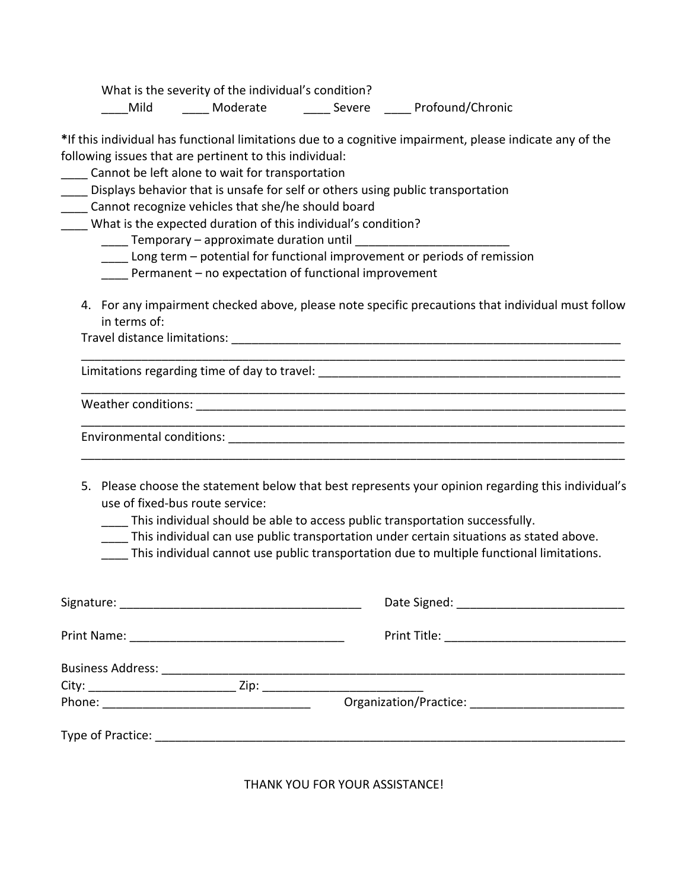What is the severity of the individual's condition?

____Mild ____ Moderate ____ Severe ____ Profound/Chronic

**\***If this individual has functional limitations due to a cognitive impairment, please indicate any of the following issues that are pertinent to this individual:

____ Cannot be left alone to wait for transportation

____ Displays behavior that is unsafe for self or others using public transportation

____ Cannot recognize vehicles that she/he should board

____ What is the expected duration of this individual's condition?

   ____ Temporary – approximate duration until _______________________

   ____ Long term – potential for functional improvement or periods of remission

   ____ Permanent – no expectation of functional improvement

4. For any impairment checked above, please note specific precautions that individual must follow in terms of:

Travel distance limitations: _______________________________________________________________
_____________________________________________________________________________________

Limitations regarding time of day to travel: _______________________________________________
_____________________________________________________________________________________

Weather conditions: _________________________________________________________________
_____________________________________________________________________________________

Environmental conditions: ____________________________________________________________
_____________________________________________________________________________________

5. Please choose the statement below that best represents your opinion regarding this individual's use of fixed-bus route service:

   ____ This individual should be able to access public transportation successfully.

   ____ This individual can use public transportation under certain situations as stated above.

   ____ This individual cannot use public transportation due to multiple functional limitations.

Signature: ____________________________________ Date Signed: _________________________

Print Name: ________________________________ Print Title: ___________________________

Business Address: ___________________________________________________________________

City: ______________________ Zip: ________________________

Phone: _______________________________ Organization/Practice: _______________________

Type of Practice: _____________________________________________________________________

THANK YOU FOR YOUR ASSISTANCE!